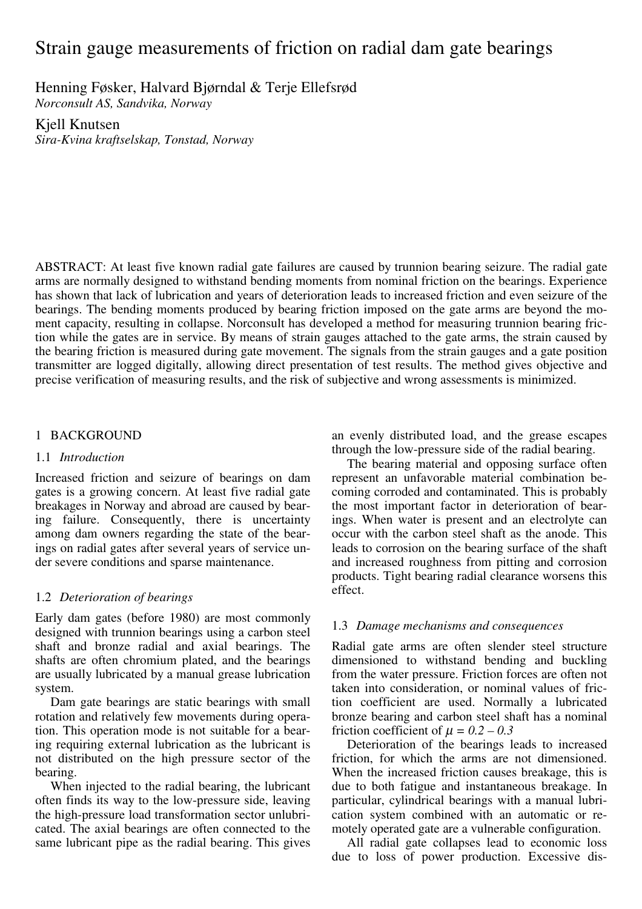# Strain gauge measurements of friction on radial dam gate bearings

Henning Føsker, Halvard Bjørndal & Terje Ellefsrød
*Norconsult AS, Sandvika, Norway*

Kjell Knutsen
*Sira-Kvina kraftselskap, Tonstad, Norway*

ABSTRACT: At least five known radial gate failures are caused by trunnion bearing seizure. The radial gate arms are normally designed to withstand bending moments from nominal friction on the bearings. Experience has shown that lack of lubrication and years of deterioration leads to increased friction and even seizure of the bearings. The bending moments produced by bearing friction imposed on the gate arms are beyond the moment capacity, resulting in collapse. Norconsult has developed a method for measuring trunnion bearing friction while the gates are in service. By means of strain gauges attached to the gate arms, the strain caused by the bearing friction is measured during gate movement. The signals from the strain gauges and a gate position transmitter are logged digitally, allowing direct presentation of test results. The method gives objective and precise verification of measuring results, and the risk of subjective and wrong assessments is minimized.

## 1 BACKGROUND

### 1.1 *Introduction*

Increased friction and seizure of bearings on dam gates is a growing concern. At least five radial gate breakages in Norway and abroad are caused by bearing failure. Consequently, there is uncertainty among dam owners regarding the state of the bearings on radial gates after several years of service under severe conditions and sparse maintenance.

### 1.2 *Deterioration of bearings*

Early dam gates (before 1980) are most commonly designed with trunnion bearings using a carbon steel shaft and bronze radial and axial bearings. The shafts are often chromium plated, and the bearings are usually lubricated by a manual grease lubrication system.

Dam gate bearings are static bearings with small rotation and relatively few movements during operation. This operation mode is not suitable for a bearing requiring external lubrication as the lubricant is not distributed on the high pressure sector of the bearing.

When injected to the radial bearing, the lubricant often finds its way to the low-pressure side, leaving the high-pressure load transformation sector unlubricated. The axial bearings are often connected to the same lubricant pipe as the radial bearing. This gives an evenly distributed load, and the grease escapes through the low-pressure side of the radial bearing.

The bearing material and opposing surface often represent an unfavorable material combination becoming corroded and contaminated. This is probably the most important factor in deterioration of bearings. When water is present and an electrolyte can occur with the carbon steel shaft as the anode. This leads to corrosion on the bearing surface of the shaft and increased roughness from pitting and corrosion products. Tight bearing radial clearance worsens this effect.

### 1.3 *Damage mechanisms and consequences*

Radial gate arms are often slender steel structure dimensioned to withstand bending and buckling from the water pressure. Friction forces are often not taken into consideration, or nominal values of friction coefficient are used. Normally a lubricated bronze bearing and carbon steel shaft has a nominal friction coefficient of $\mu = 0.2 - 0.3$

Deterioration of the bearings leads to increased friction, for which the arms are not dimensioned. When the increased friction causes breakage, this is due to both fatigue and instantaneous breakage. In particular, cylindrical bearings with a manual lubrication system combined with an automatic or remotely operated gate are a vulnerable configuration.

All radial gate collapses lead to economic loss due to loss of power production. Excessive dis-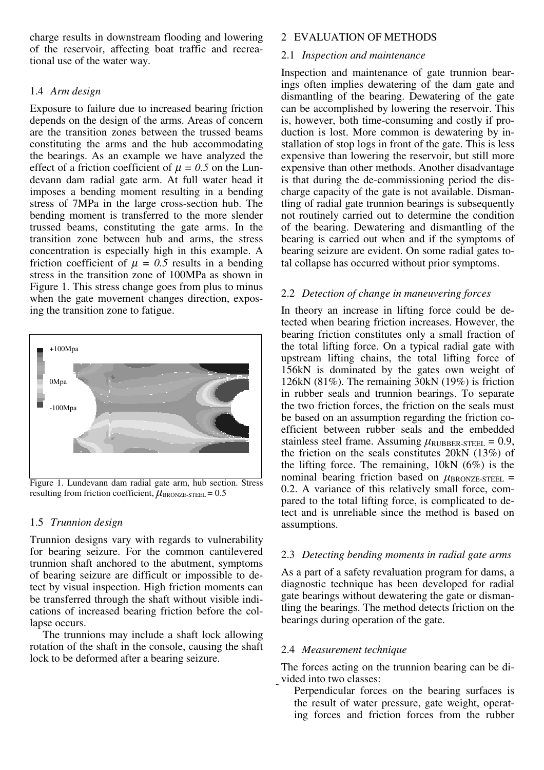charge results in downstream flooding and lowering of the reservoir, affecting boat traffic and recreational use of the water way.

### 1.4 *Arm design*

Exposure to failure due to increased bearing friction depends on the design of the arms. Areas of concern are the transition zones between the trussed beams constituting the arms and the hub accommodating the bearings. As an example we have analyzed the effect of a friction coefficient of $\mu = 0.5$ on the Lundevann dam radial gate arm. At full water head it imposes a bending moment resulting in a bending stress of 7MPa in the large cross-section hub. The bending moment is transferred to the more slender trussed beams, constituting the gate arms. In the transition zone between hub and arms, the stress concentration is especially high in this example. A friction coefficient of $\mu = 0.5$ results in a bending stress in the transition zone of 100MPa as shown in Figure 1. This stress change goes from plus to minus when the gate movement changes direction, exposing the transition zone to fatigue.

Figure 1. Lundevann dam radial gate arm, hub section. Stress resulting from friction coefficient, $\mu_{BRONZE-STEEL} = 0.5$

### 1.5 *Trunnion design*

Trunnion designs vary with regards to vulnerability for bearing seizure. For the common cantilevered trunnion shaft anchored to the abutment, symptoms of bearing seizure are difficult or impossible to detect by visual inspection. High friction moments can be transferred through the shaft without visible indications of increased bearing friction before the collapse occurs.

The trunnions may include a shaft lock allowing rotation of the shaft in the console, causing the shaft lock to be deformed after a bearing seizure.

## 2 EVALUATION OF METHODS

### 2.1 *Inspection and maintenance*

Inspection and maintenance of gate trunnion bearings often implies dewatering of the dam gate and dismantling of the bearing. Dewatering of the gate can be accomplished by lowering the reservoir. This is, however, both time-consuming and costly if production is lost. More common is dewatering by installation of stop logs in front of the gate. This is less expensive than lowering the reservoir, but still more expensive than other methods. Another disadvantage is that during the de-commissioning period the discharge capacity of the gate is not available. Dismantling of radial gate trunnion bearings is subsequently not routinely carried out to determine the condition of the bearing. Dewatering and dismantling of the bearing is carried out when and if the symptoms of bearing seizure are evident. On some radial gates total collapse has occurred without prior symptoms.

### 2.2 *Detection of change in maneuvering forces*

In theory an increase in lifting force could be detected when bearing friction increases. However, the bearing friction constitutes only a small fraction of the total lifting force. On a typical radial gate with upstream lifting chains, the total lifting force of 156kN is dominated by the gates own weight of 126kN (81%). The remaining 30kN (19%) is friction in rubber seals and trunnion bearings. To separate the two friction forces, the friction on the seals must be based on an assumption regarding the friction coefficient between rubber seals and the embedded stainless steel frame. Assuming $\mu_{RUBBER-STEEL} = 0.9$, the friction on the seals constitutes 20kN (13%) of the lifting force. The remaining, 10kN (6%) is the nominal bearing friction based on $\mu_{BRONZE-STEEL} = 0.2$. A variance of this relatively small force, compared to the total lifting force, is complicated to detect and is unreliable since the method is based on assumptions.

### 2.3 *Detecting bending moments in radial gate arms*

As a part of a safety revaluation program for dams, a diagnostic technique has been developed for radial gate bearings without dewatering the gate or dismantling the bearings. The method detects friction on the bearings during operation of the gate.

### 2.4 *Measurement technique*

The forces acting on the trunnion bearing can be divided into two classes:

- Perpendicular forces on the bearing surfaces is the result of water pressure, gate weight, operating forces and friction forces from the rubber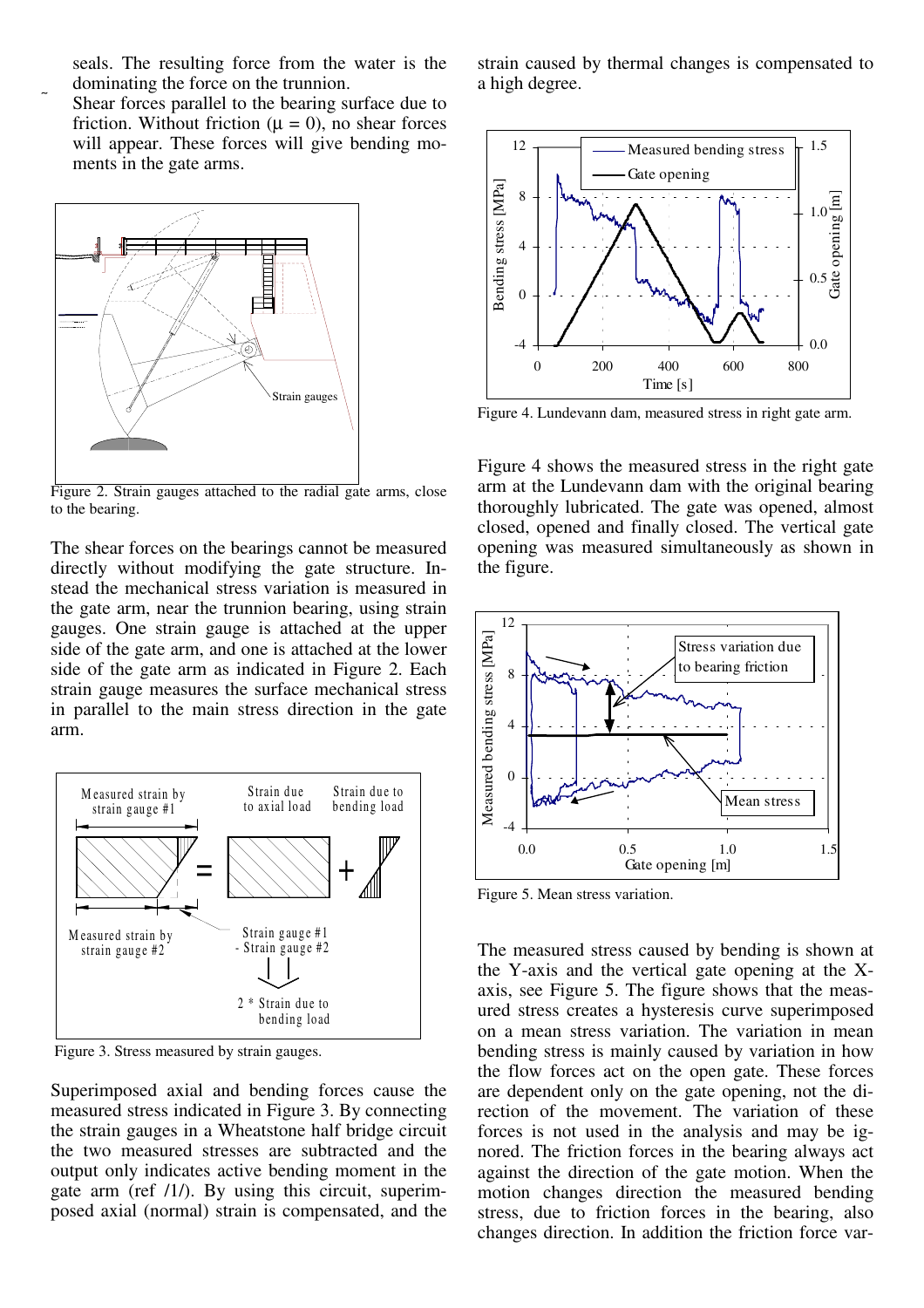seals. The resulting force from the water is the dominating the force on the trunnion.

- Shear forces parallel to the bearing surface due to friction. Without friction ($\mu = 0$), no shear forces will appear. These forces will give bending moments in the gate arms.

Figure 2. Strain gauges attached to the radial gate arms, close to the bearing.

The shear forces on the bearings cannot be measured directly without modifying the gate structure. Instead the mechanical stress variation is measured in the gate arm, near the trunnion bearing, using strain gauges. One strain gauge is attached at the upper side of the gate arm, and one is attached at the lower side of the gate arm as indicated in Figure 2. Each strain gauge measures the surface mechanical stress in parallel to the main stress direction in the gate arm.

Figure 3. Stress measured by strain gauges.

Superimposed axial and bending forces cause the measured stress indicated in Figure 3. By connecting the strain gauges in a Wheatstone half bridge circuit the two measured stresses are subtracted and the output only indicates active bending moment in the gate arm (ref /1/). By using this circuit, superimposed axial (normal) strain is compensated, and the strain caused by thermal changes is compensated to a high degree.

Figure 4. Lundevann dam, measured stress in right gate arm.

Figure 4 shows the measured stress in the right gate arm at the Lundevann dam with the original bearing thoroughly lubricated. The gate was opened, almost closed, opened and finally closed. The vertical gate opening was measured simultaneously as shown in the figure.

Figure 5. Mean stress variation.

The measured stress caused by bending is shown at the Y-axis and the vertical gate opening at the X-axis, see Figure 5. The figure shows that the measured stress creates a hysteresis curve superimposed on a mean stress variation. The variation in mean bending stress is mainly caused by variation in how the flow forces act on the open gate. These forces are dependent only on the gate opening, not the direction of the movement. The variation of these forces is not used in the analysis and may be ignored. The friction forces in the bearing always act against the direction of the gate motion. When the motion changes direction the measured bending stress, due to friction forces in the bearing, also changes direction. In addition the friction force var-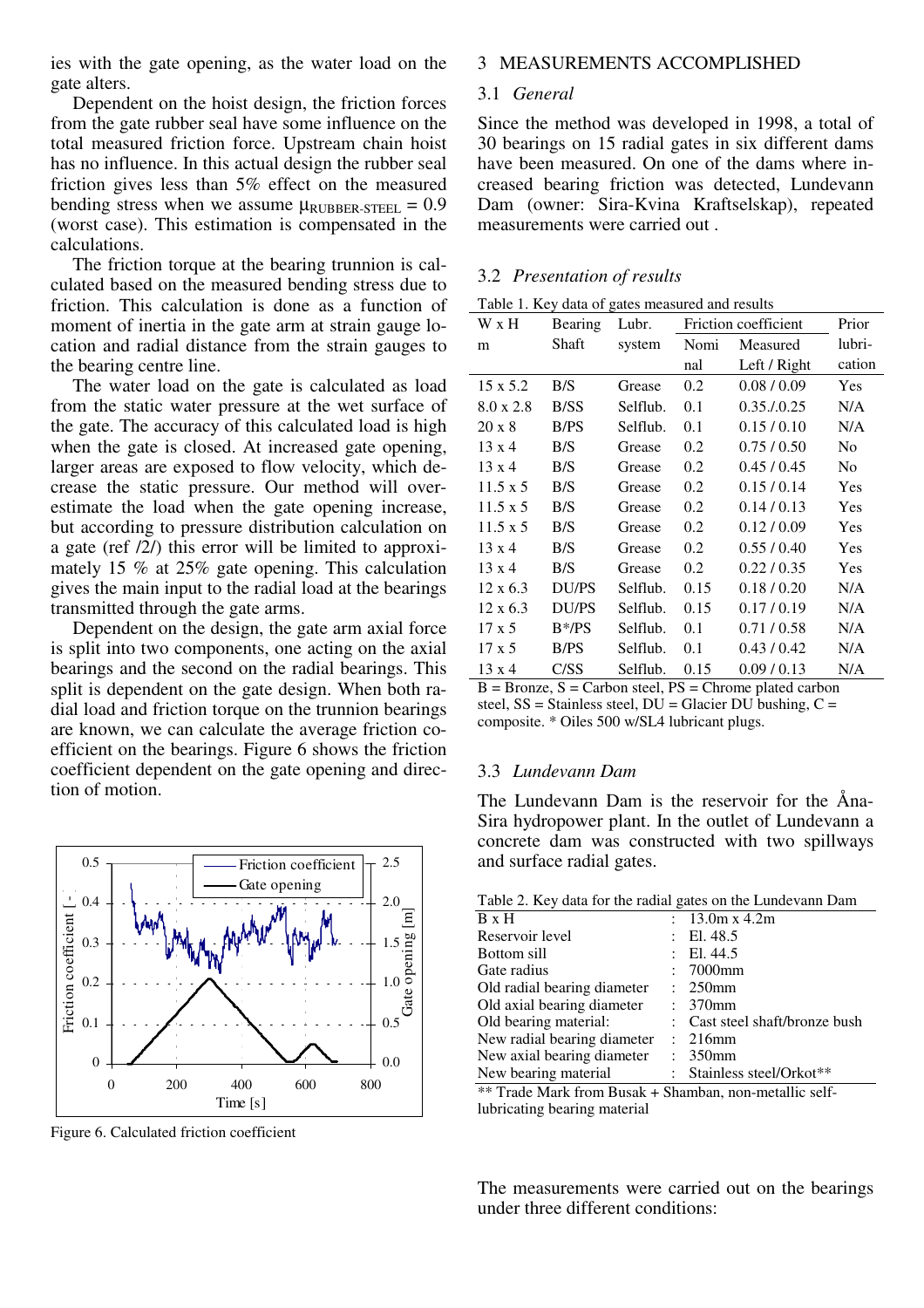ies with the gate opening, as the water load on the gate alters.

Dependent on the hoist design, the friction forces from the gate rubber seal have some influence on the total measured friction force. Upstream chain hoist has no influence. In this actual design the rubber seal friction gives less than 5% effect on the measured bending stress when we assume $\mu_{RUBBER\text{-}STEEL} = 0.9$ (worst case). This estimation is compensated in the calculations.

The friction torque at the bearing trunnion is calculated based on the measured bending stress due to friction. This calculation is done as a function of moment of inertia in the gate arm at strain gauge location and radial distance from the strain gauges to the bearing centre line.

The water load on the gate is calculated as load from the static water pressure at the wet surface of the gate. The accuracy of this calculated load is high when the gate is closed. At increased gate opening, larger areas are exposed to flow velocity, which decrease the static pressure. Our method will overestimate the load when the gate opening increase, but according to pressure distribution calculation on a gate (ref /2/) this error will be limited to approximately 15 % at 25% gate opening. This calculation gives the main input to the radial load at the bearings transmitted through the gate arms.

Dependent on the design, the gate arm axial force is split into two components, one acting on the axial bearings and the second on the radial bearings. This split is dependent on the gate design. When both radial load and friction torque on the trunnion bearings are known, we can calculate the average friction coefficient on the bearings. Figure 6 shows the friction coefficient dependent on the gate opening and direction of motion.

Figure 6. Calculated friction coefficient

## 3 MEASUREMENTS ACCOMPLISHED

### 3.1 *General*

Since the method was developed in 1998, a total of 30 bearings on 15 radial gates in six different dams have been measured. On one of the dams where increased bearing friction was detected, Lundevann Dam (owner: Sira-Kvina Kraftselskap), repeated measurements were carried out .

### 3.2 *Presentation of results*

Table 1. Key data of gates measured and results

| W x H m | Bearing Shaft | Lubr. system | Friction coefficient Nominal | Friction coefficient Measured Left / Right | Prior lubrication |
|---|---|---|---|---|---|
| 15 x 5.2 | B/S | Grease | 0.2 | 0.08 / 0.09 | Yes |
| 8.0 x 2.8 | B/SS | Selflub. | 0.1 | 0.35./0.25 | N/A |
| 20 x 8 | B/PS | Selflub. | 0.1 | 0.15 / 0.10 | N/A |
| 13 x 4 | B/S | Grease | 0.2 | 0.75 / 0.50 | No |
| 13 x 4 | B/S | Grease | 0.2 | 0.45 / 0.45 | No |
| 11.5 x 5 | B/S | Grease | 0.2 | 0.15 / 0.14 | Yes |
| 11.5 x 5 | B/S | Grease | 0.2 | 0.14 / 0.13 | Yes |
| 11.5 x 5 | B/S | Grease | 0.2 | 0.12 / 0.09 | Yes |
| 13 x 4 | B/S | Grease | 0.2 | 0.55 / 0.40 | Yes |
| 13 x 4 | B/S | Grease | 0.2 | 0.22 / 0.35 | Yes |
| 12 x 6.3 | DU/PS | Selflub. | 0.15 | 0.18 / 0.20 | N/A |
| 12 x 6.3 | DU/PS | Selflub. | 0.15 | 0.17 / 0.19 | N/A |
| 17 x 5 | B*/PS | Selflub. | 0.1 | 0.71 / 0.58 | N/A |
| 17 x 5 | B/PS | Selflub. | 0.1 | 0.43 / 0.42 | N/A |
| 13 x 4 | C/SS | Selflub. | 0.15 | 0.09 / 0.13 | N/A |

B = Bronze, S = Carbon steel, PS = Chrome plated carbon steel, SS = Stainless steel, DU = Glacier DU bushing, C = composite. * Oiles 500 w/SL4 lubricant plugs.

### 3.3 *Lundevann Dam*

The Lundevann Dam is the reservoir for the Åna-Sira hydropower plant. In the outlet of Lundevann a concrete dam was constructed with two spillways and surface radial gates.

Table 2. Key data for the radial gates on the Lundevann Dam

| | | |
|---|---|---|
| B x H | : | 13.0m x 4.2m |
| Reservoir level | : | El. 48.5 |
| Bottom sill | : | El. 44.5 |
| Gate radius | : | 7000mm |
| Old radial bearing diameter | : | 250mm |
| Old axial bearing diameter | : | 370mm |
| Old bearing material: | : | Cast steel shaft/bronze bush |
| New radial bearing diameter | : | 216mm |
| New axial bearing diameter | : | 350mm |
| New bearing material | : | Stainless steel/Orkot** |

** Trade Mark from Busak + Shamban, non-metallic self-lubricating bearing material

The measurements were carried out on the bearings under three different conditions: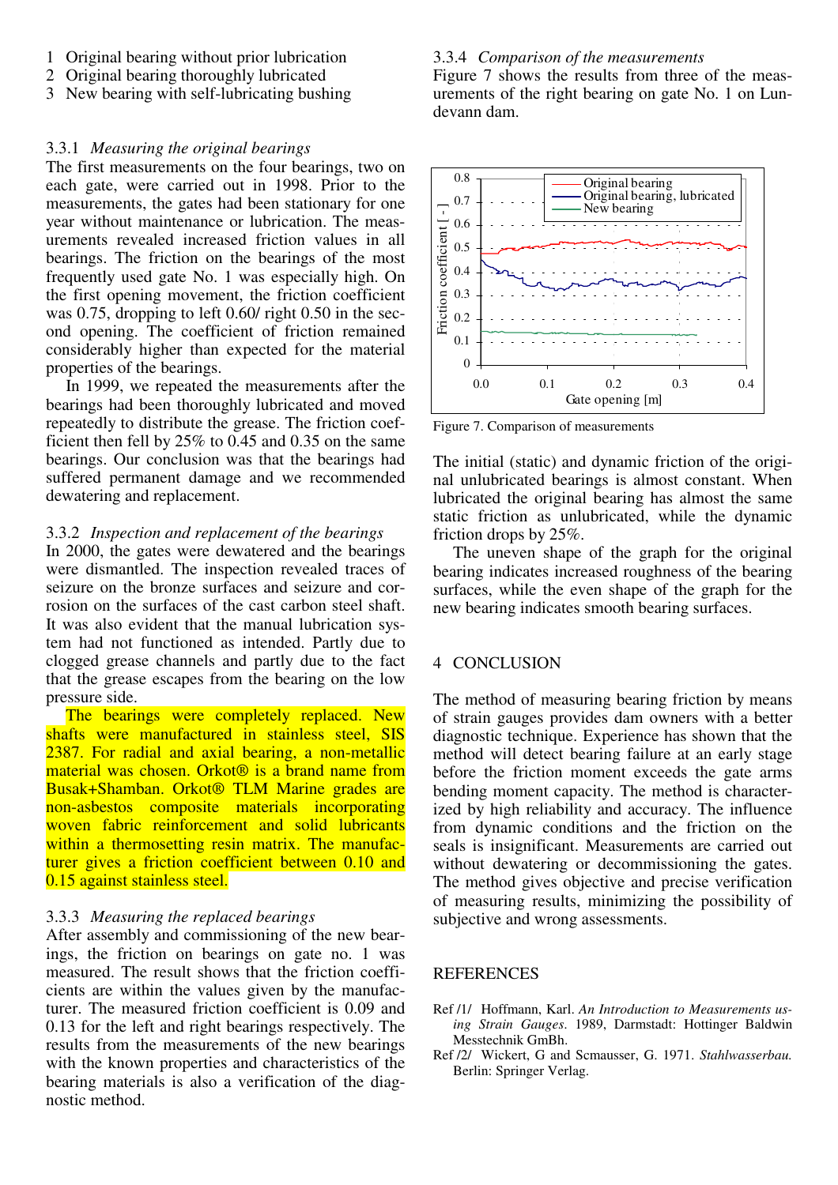1 Original bearing without prior lubrication
2 Original bearing thoroughly lubricated
3 New bearing with self-lubricating bushing

### 3.3.1 *Measuring the original bearings*

The first measurements on the four bearings, two on each gate, were carried out in 1998. Prior to the measurements, the gates had been stationary for one year without maintenance or lubrication. The measurements revealed increased friction values in all bearings. The friction on the bearings of the most frequently used gate No. 1 was especially high. On the first opening movement, the friction coefficient was 0.75, dropping to left 0.60/ right 0.50 in the second opening. The coefficient of friction remained considerably higher than expected for the material properties of the bearings.

In 1999, we repeated the measurements after the bearings had been thoroughly lubricated and moved repeatedly to distribute the grease. The friction coefficient then fell by 25% to 0.45 and 0.35 on the same bearings. Our conclusion was that the bearings had suffered permanent damage and we recommended dewatering and replacement.

### 3.3.2 *Inspection and replacement of the bearings*

In 2000, the gates were dewatered and the bearings were dismantled. The inspection revealed traces of seizure on the bronze surfaces and seizure and corrosion on the surfaces of the cast carbon steel shaft. It was also evident that the manual lubrication system had not functioned as intended. Partly due to clogged grease channels and partly due to the fact that the grease escapes from the bearing on the low pressure side.

The bearings were completely replaced. New shafts were manufactured in stainless steel, SIS 2387. For radial and axial bearing, a non-metallic material was chosen. Orkot® is a brand name from Busak+Shamban. Orkot® TLM Marine grades are non-asbestos composite materials incorporating woven fabric reinforcement and solid lubricants within a thermosetting resin matrix. The manufacturer gives a friction coefficient between 0.10 and 0.15 against stainless steel.

### 3.3.3 *Measuring the replaced bearings*

After assembly and commissioning of the new bearings, the friction on bearings on gate no. 1 was measured. The result shows that the friction coefficients are within the values given by the manufacturer. The measured friction coefficient is 0.09 and 0.13 for the left and right bearings respectively. The results from the measurements of the new bearings with the known properties and characteristics of the bearing materials is also a verification of the diagnostic method.

### 3.3.4 *Comparison of the measurements*

Figure 7 shows the results from three of the measurements of the right bearing on gate No. 1 on Lundevann dam.

Original bearing
Original bearing, lubricated
New bearing
Friction coefficient [ - ]
0.8
0.7
0.6
0.5
0.4
0.3
0.2
0.1
0
0.0
0.1
0.2
0.3
0.4
Gate opening [m]

Figure 7. Comparison of measurements

The initial (static) and dynamic friction of the original unlubricated bearings is almost constant. When lubricated the original bearing has almost the same static friction as unlubricated, while the dynamic friction drops by 25%.

The uneven shape of the graph for the original bearing indicates increased roughness of the bearing surfaces, while the even shape of the graph for the new bearing indicates smooth bearing surfaces.

## 4 CONCLUSION

The method of measuring bearing friction by means of strain gauges provides dam owners with a better diagnostic technique. Experience has shown that the method will detect bearing failure at an early stage before the friction moment exceeds the gate arms bending moment capacity. The method is characterized by high reliability and accuracy. The influence from dynamic conditions and the friction on the seals is insignificant. Measurements are carried out without dewatering or decommissioning the gates. The method gives objective and precise verification of measuring results, minimizing the possibility of subjective and wrong assessments.

## REFERENCES

Ref /1/ Hoffmann, Karl. *An Introduction to Measurements using Strain Gauges*. 1989, Darmstadt: Hottinger Baldwin Messtechnik GmBh.

Ref /2/ Wickert, G and Scmausser, G. 1971. *Stahlwasserbau.* Berlin: Springer Verlag.